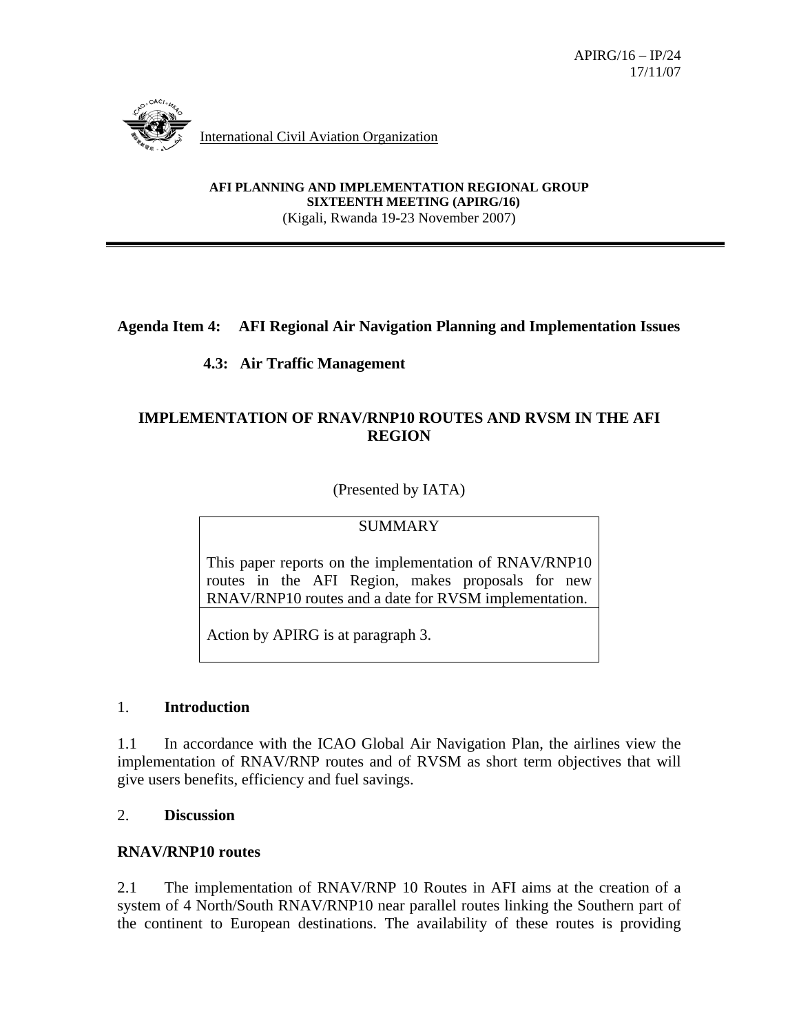APIRG/16 – IP/24
17/11/07

International Civil Aviation Organization

**AFI PLANNING AND IMPLEMENTATION REGIONAL GROUP**
**SIXTEENTH MEETING (APIRG/16)**
(Kigali, Rwanda 19-23 November 2007)

**Agenda Item 4: AFI Regional Air Navigation Planning and Implementation Issues**

**4.3: Air Traffic Management**

## IMPLEMENTATION OF RNAV/RNP10 ROUTES AND RVSM IN THE AFI REGION

(Presented by IATA)

| SUMMARY |
|---|
| This paper reports on the implementation of RNAV/RNP10 routes in the AFI Region, makes proposals for new RNAV/RNP10 routes and a date for RVSM implementation. |
| Action by APIRG is at paragraph 3. |

## 1. Introduction

1.1 In accordance with the ICAO Global Air Navigation Plan, the airlines view the implementation of RNAV/RNP routes and of RVSM as short term objectives that will give users benefits, efficiency and fuel savings.

## 2. Discussion

### RNAV/RNP10 routes

2.1 The implementation of RNAV/RNP 10 Routes in AFI aims at the creation of a system of 4 North/South RNAV/RNP10 near parallel routes linking the Southern part of the continent to European destinations. The availability of these routes is providing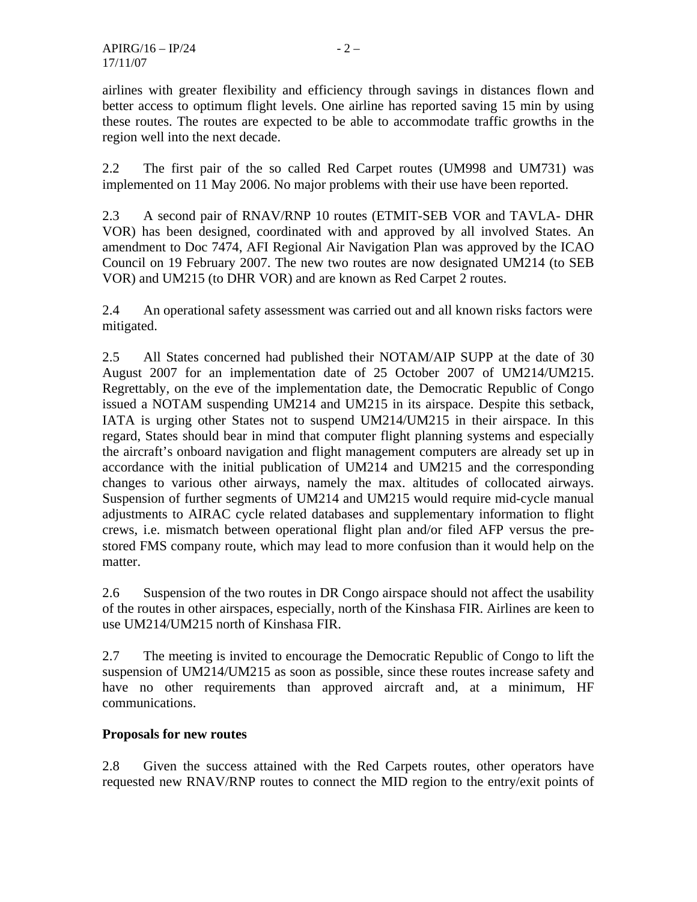airlines with greater flexibility and efficiency through savings in distances flown and better access to optimum flight levels. One airline has reported saving 15 min by using these routes. The routes are expected to be able to accommodate traffic growths in the region well into the next decade.

2.2 The first pair of the so called Red Carpet routes (UM998 and UM731) was implemented on 11 May 2006. No major problems with their use have been reported.

2.3 A second pair of RNAV/RNP 10 routes (ETMIT-SEB VOR and TAVLA- DHR VOR) has been designed, coordinated with and approved by all involved States. An amendment to Doc 7474, AFI Regional Air Navigation Plan was approved by the ICAO Council on 19 February 2007. The new two routes are now designated UM214 (to SEB VOR) and UM215 (to DHR VOR) and are known as Red Carpet 2 routes.

2.4 An operational safety assessment was carried out and all known risks factors were mitigated.

2.5 All States concerned had published their NOTAM/AIP SUPP at the date of 30 August 2007 for an implementation date of 25 October 2007 of UM214/UM215. Regrettably, on the eve of the implementation date, the Democratic Republic of Congo issued a NOTAM suspending UM214 and UM215 in its airspace. Despite this setback, IATA is urging other States not to suspend UM214/UM215 in their airspace. In this regard, States should bear in mind that computer flight planning systems and especially the aircraft's onboard navigation and flight management computers are already set up in accordance with the initial publication of UM214 and UM215 and the corresponding changes to various other airways, namely the max. altitudes of collocated airways. Suspension of further segments of UM214 and UM215 would require mid-cycle manual adjustments to AIRAC cycle related databases and supplementary information to flight crews, i.e. mismatch between operational flight plan and/or filed AFP versus the pre-stored FMS company route, which may lead to more confusion than it would help on the matter.

2.6 Suspension of the two routes in DR Congo airspace should not affect the usability of the routes in other airspaces, especially, north of the Kinshasa FIR. Airlines are keen to use UM214/UM215 north of Kinshasa FIR.

2.7 The meeting is invited to encourage the Democratic Republic of Congo to lift the suspension of UM214/UM215 as soon as possible, since these routes increase safety and have no other requirements than approved aircraft and, at a minimum, HF communications.

**Proposals for new routes**

2.8 Given the success attained with the Red Carpets routes, other operators have requested new RNAV/RNP routes to connect the MID region to the entry/exit points of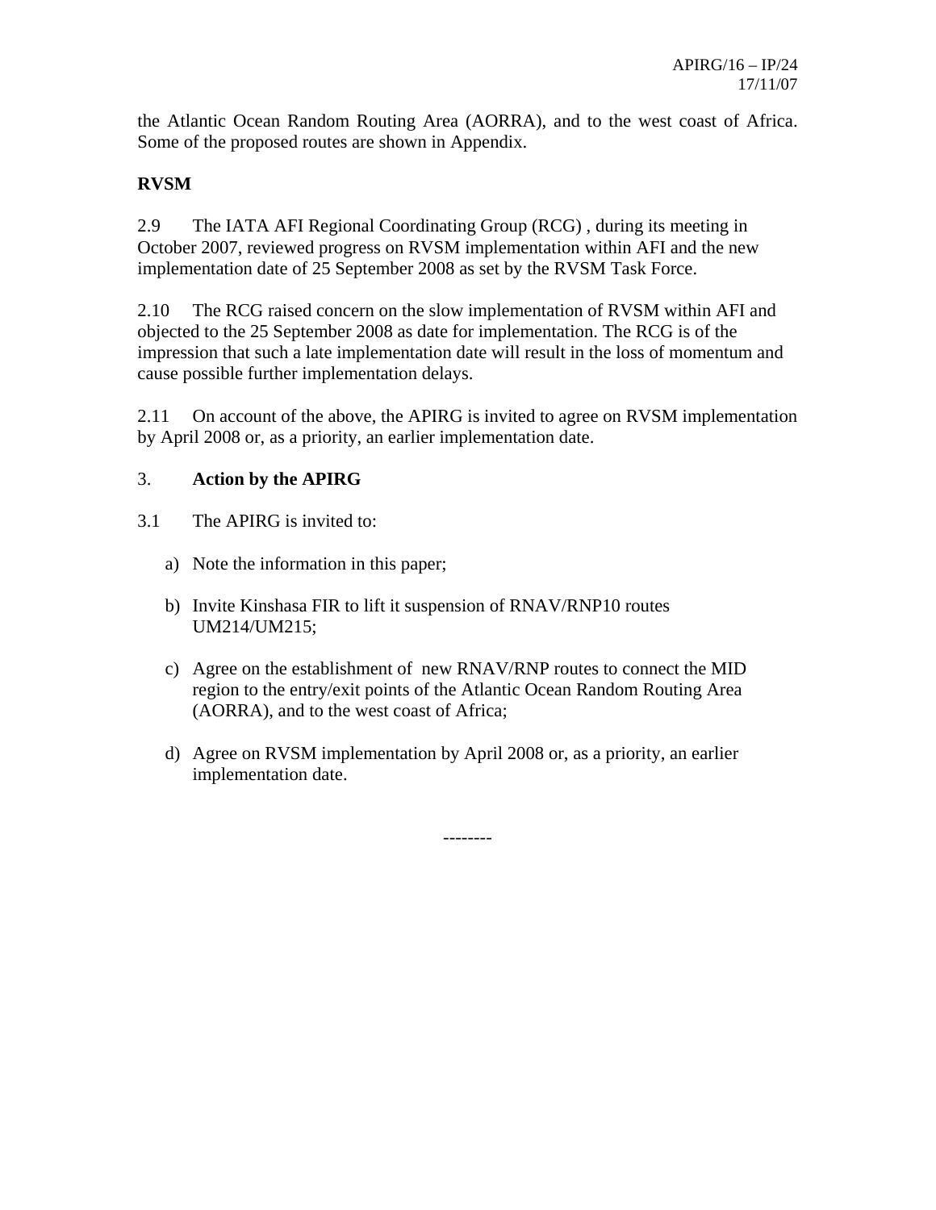the Atlantic Ocean Random Routing Area (AORRA), and to the west coast of Africa. Some of the proposed routes are shown in Appendix.

**RVSM**

2.9 The IATA AFI Regional Coordinating Group (RCG) , during its meeting in October 2007, reviewed progress on RVSM implementation within AFI and the new implementation date of 25 September 2008 as set by the RVSM Task Force.

2.10 The RCG raised concern on the slow implementation of RVSM within AFI and objected to the 25 September 2008 as date for implementation. The RCG is of the impression that such a late implementation date will result in the loss of momentum and cause possible further implementation delays.

2.11 On account of the above, the APIRG is invited to agree on RVSM implementation by April 2008 or, as a priority, an earlier implementation date.

3. **Action by the APIRG**

3.1 The APIRG is invited to:

a) Note the information in this paper;

b) Invite Kinshasa FIR to lift it suspension of RNAV/RNP10 routes UM214/UM215;

c) Agree on the establishment of new RNAV/RNP routes to connect the MID region to the entry/exit points of the Atlantic Ocean Random Routing Area (AORRA), and to the west coast of Africa;

d) Agree on RVSM implementation by April 2008 or, as a priority, an earlier implementation date.

--------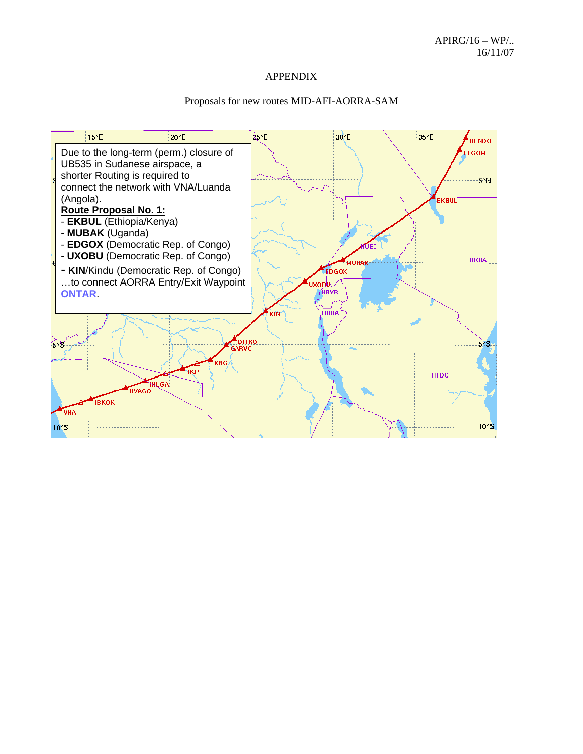APIRG/16 – WP/..
16/11/07

# APPENDIX

Proposals for new routes MID-AFI-AORRA-SAM

Due to the long-term (perm.) closure of UB535 in Sudanese airspace, a shorter Routing is required to connect the network with VNA/Luanda (Angola).

**Route Proposal No. 1:**

- **EKBUL** (Ethiopia/Kenya)
- **MUBAK** (Uganda)
- **EDGOX** (Democratic Rep. of Congo)
- **UXOBU** (Democratic Rep. of Congo)
- **KIN**/Kindu (Democratic Rep. of Congo)

…to connect AORRA Entry/Exit Waypoint **ONTAR**.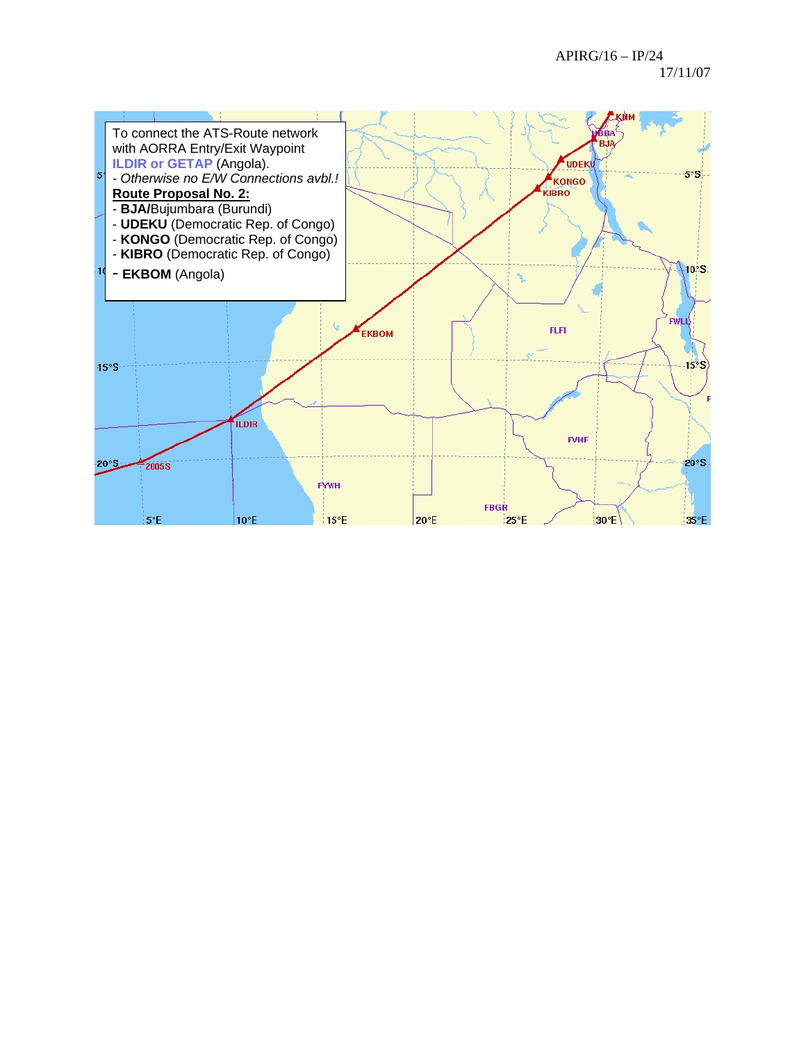To connect the ATS-Route network with AORRA Entry/Exit Waypoint **ILDIR or GETAP** (Angola).

- *Otherwise no E/W Connections avbl.!*

**Route Proposal No. 2:**

- **BJA/**Bujumbara (Burundi)
- **UDEKU** (Democratic Rep. of Congo)
- **KONGO** (Democratic Rep. of Congo)
- **KIBRO** (Democratic Rep. of Congo)
- **EKBOM** (Angola)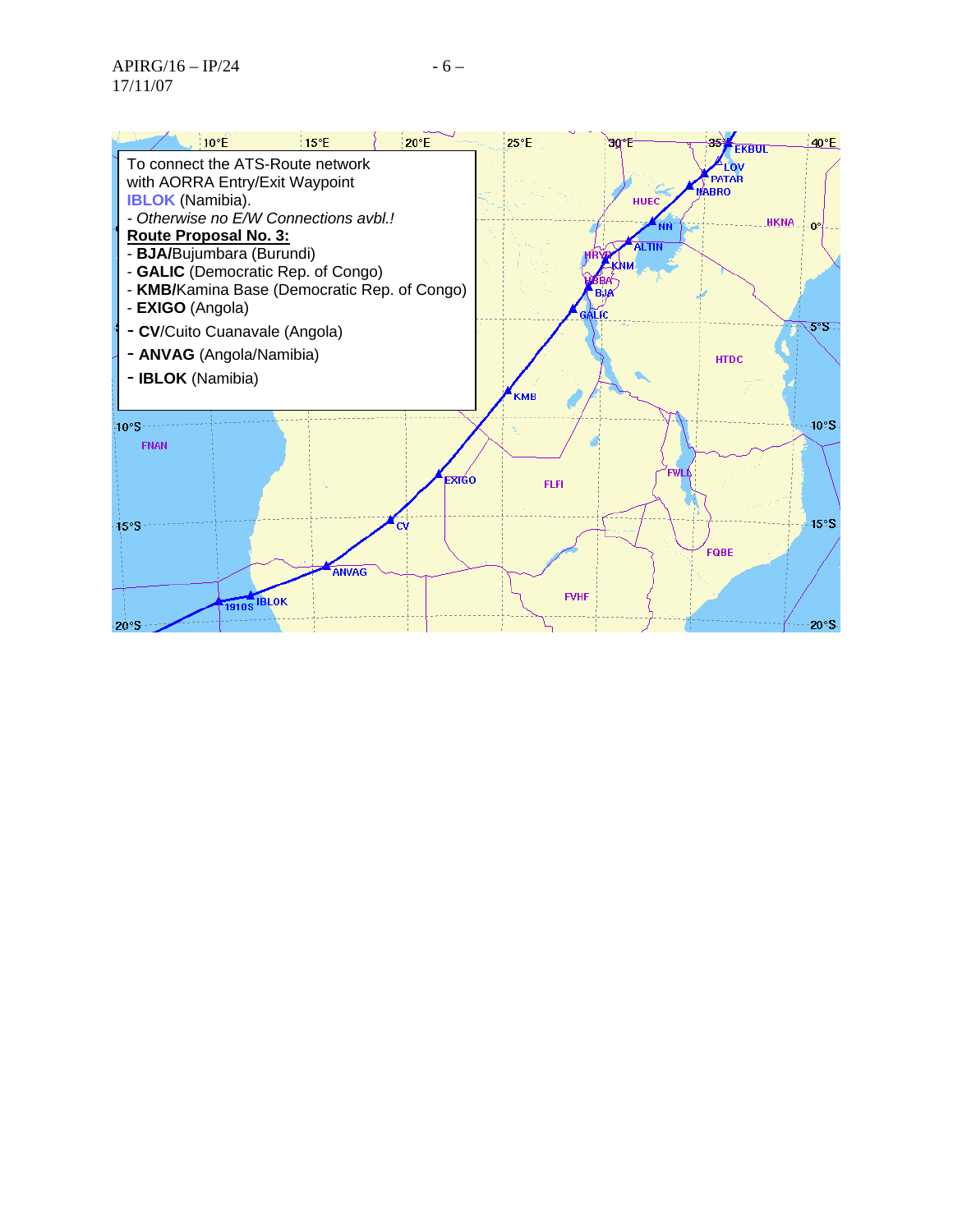To connect the ATS-Route network
with AORRA Entry/Exit Waypoint
**IBLOK** (Namibia).

- *Otherwise no E/W Connections avbl.!*

**Route Proposal No. 3:**

- **BJA/**Bujumbara (Burundi)
- **GALIC** (Democratic Rep. of Congo)
- **KMB/**Kamina Base (Democratic Rep. of Congo)
- **EXIGO** (Angola)
- **CV/**Cuito Cuanavale (Angola)
- **ANVAG** (Angola/Namibia)
- **IBLOK** (Namibia)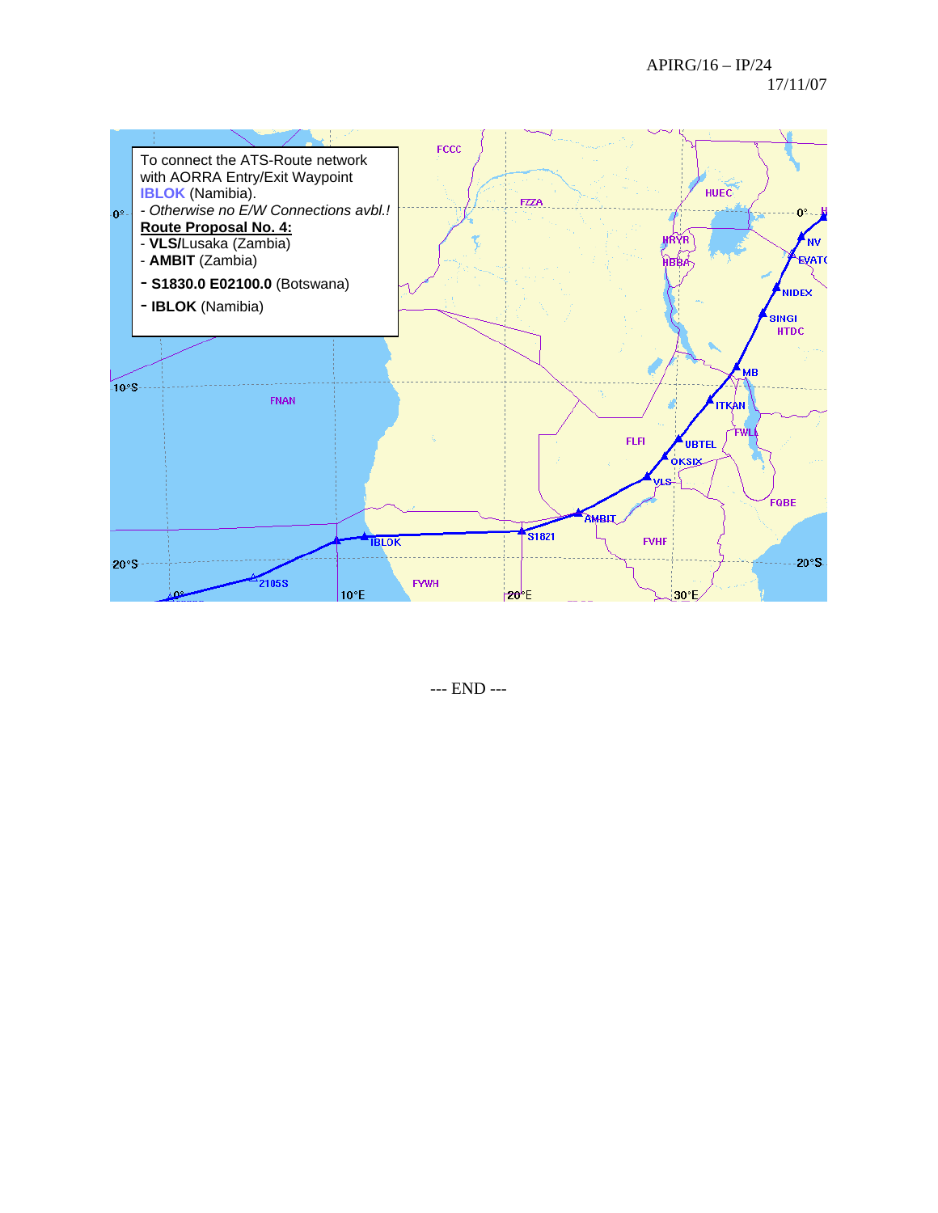To connect the ATS-Route network with AORRA Entry/Exit Waypoint **IBLOK** (Namibia).

*- Otherwise no E/W Connections avbl.!*

**Route Proposal No. 4:**

- **VLS/**Lusaka (Zambia)
- **AMBIT** (Zambia)
- **S1830.0 E02100.0** (Botswana)
- **IBLOK** (Namibia)

FCCC
FZZA
HUEC
HRYR
HBBA
NV
EVATC
NIDEX
SINGI
HTDC
MB
ITKAN
FWLL
FLFI
UBTEL
OKSIX
VLS
FGBE
AMBIT
S1821
FVHF
IBLOK
FNAN
FYWH
2105S
0°
10°S
20°S
10°E
20°E
30°E

--- END ---